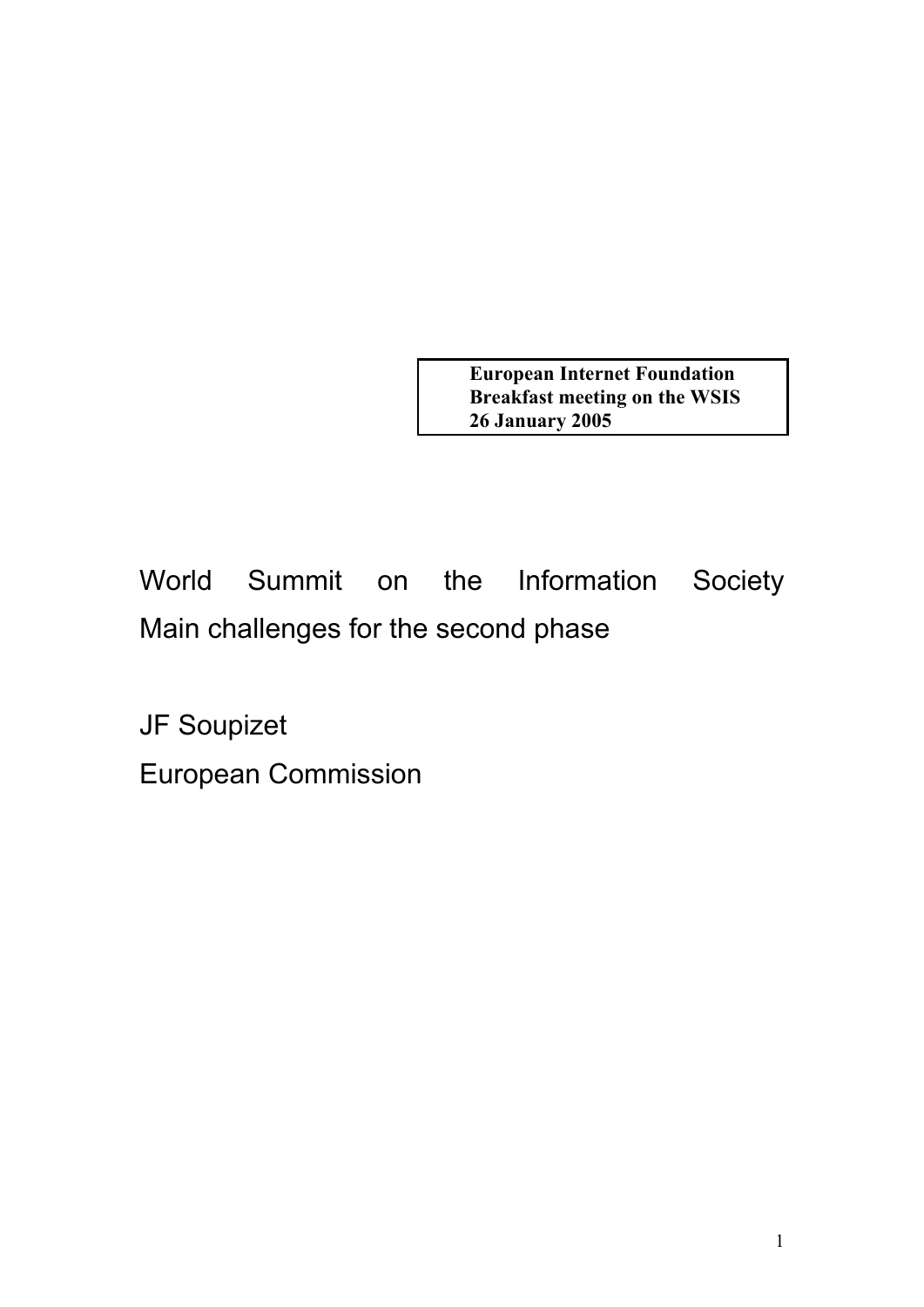**European Internet Foundation**
**Breakfast meeting on the WSIS**
**26 January 2005**

# World Summit on the Information Society Main challenges for the second phase

JF Soupizet

European Commission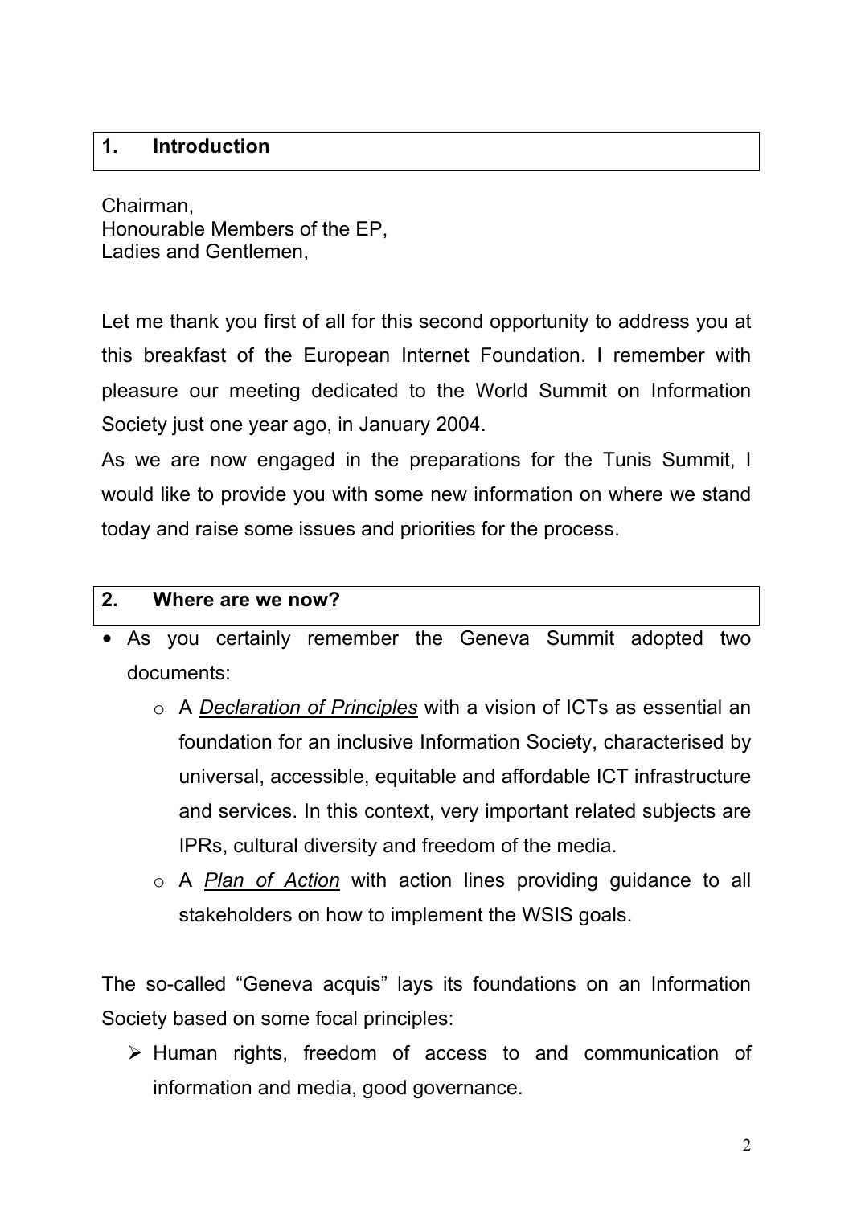## 1. Introduction

Chairman,
Honourable Members of the EP,
Ladies and Gentlemen,

Let me thank you first of all for this second opportunity to address you at this breakfast of the European Internet Foundation. I remember with pleasure our meeting dedicated to the World Summit on Information Society just one year ago, in January 2004.

As we are now engaged in the preparations for the Tunis Summit, I would like to provide you with some new information on where we stand today and raise some issues and priorities for the process.

## 2. Where are we now?

- As you certainly remember the Geneva Summit adopted two documents:
    - A *Declaration of Principles* with a vision of ICTs as essential an foundation for an inclusive Information Society, characterised by universal, accessible, equitable and affordable ICT infrastructure and services. In this context, very important related subjects are IPRs, cultural diversity and freedom of the media.
    - A *Plan of Action* with action lines providing guidance to all stakeholders on how to implement the WSIS goals.

The so-called "Geneva acquis" lays its foundations on an Information Society based on some focal principles:

- Human rights, freedom of access to and communication of information and media, good governance.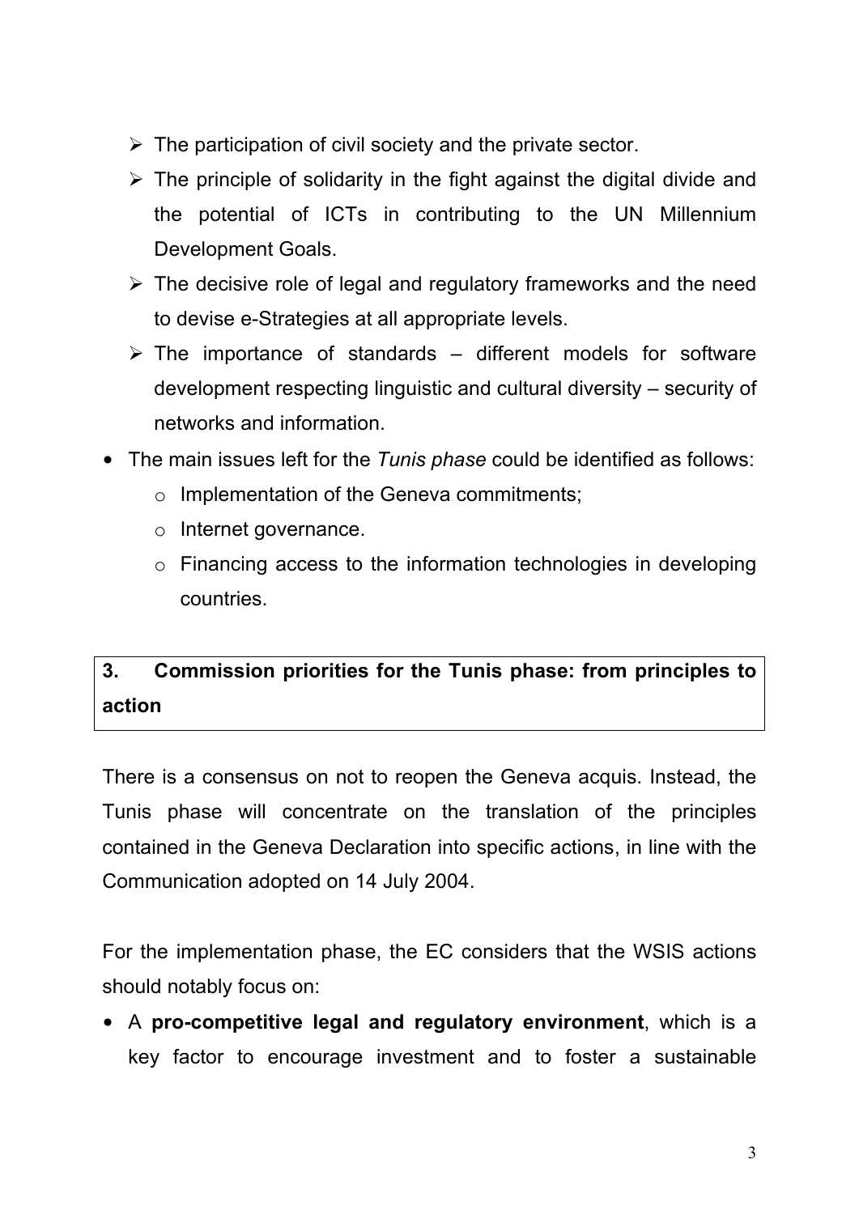- The participation of civil society and the private sector.
- The principle of solidarity in the fight against the digital divide and the potential of ICTs in contributing to the UN Millennium Development Goals.
- The decisive role of legal and regulatory frameworks and the need to devise e-Strategies at all appropriate levels.
- The importance of standards – different models for software development respecting linguistic and cultural diversity – security of networks and information.

- The main issues left for the *Tunis phase* could be identified as follows:
  - Implementation of the Geneva commitments;
  - Internet governance.
  - Financing access to the information technologies in developing countries.

## 3. Commission priorities for the Tunis phase: from principles to action

There is a consensus on not to reopen the Geneva acquis. Instead, the Tunis phase will concentrate on the translation of the principles contained in the Geneva Declaration into specific actions, in line with the Communication adopted on 14 July 2004.

For the implementation phase, the EC considers that the WSIS actions should notably focus on:

- A **pro-competitive legal and regulatory environment**, which is a key factor to encourage investment and to foster a sustainable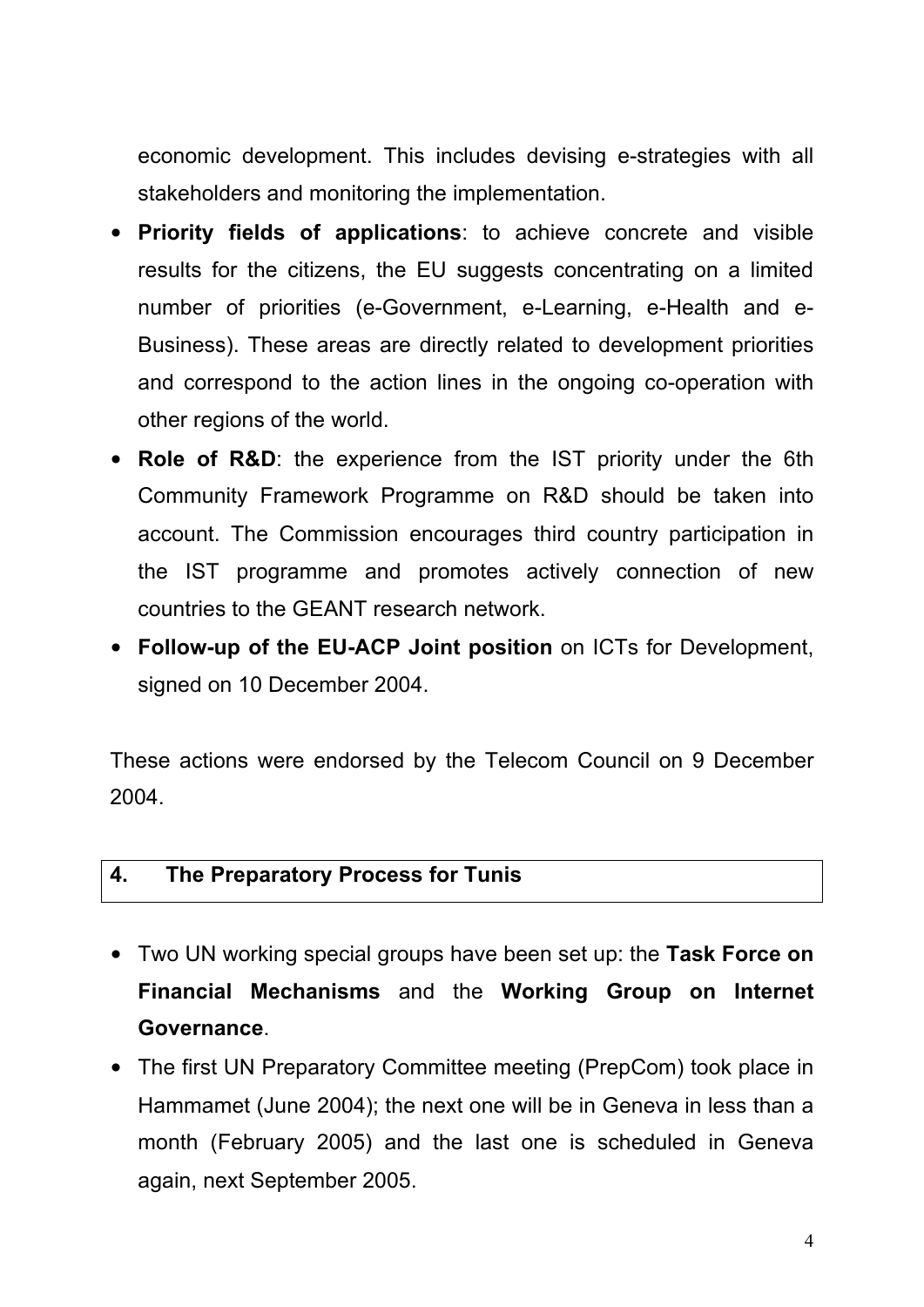economic development. This includes devising e-strategies with all stakeholders and monitoring the implementation.

- **Priority fields of applications**: to achieve concrete and visible results for the citizens, the EU suggests concentrating on a limited number of priorities (e-Government, e-Learning, e-Health and e-Business). These areas are directly related to development priorities and correspond to the action lines in the ongoing co-operation with other regions of the world.
- **Role of R&D**: the experience from the IST priority under the 6th Community Framework Programme on R&D should be taken into account. The Commission encourages third country participation in the IST programme and promotes actively connection of new countries to the GEANT research network.
- **Follow-up of the EU-ACP Joint position** on ICTs for Development, signed on 10 December 2004.

These actions were endorsed by the Telecom Council on 9 December 2004.

## 4. The Preparatory Process for Tunis

- Two UN working special groups have been set up: the **Task Force on Financial Mechanisms** and the **Working Group on Internet Governance**.
- The first UN Preparatory Committee meeting (PrepCom) took place in Hammamet (June 2004); the next one will be in Geneva in less than a month (February 2005) and the last one is scheduled in Geneva again, next September 2005.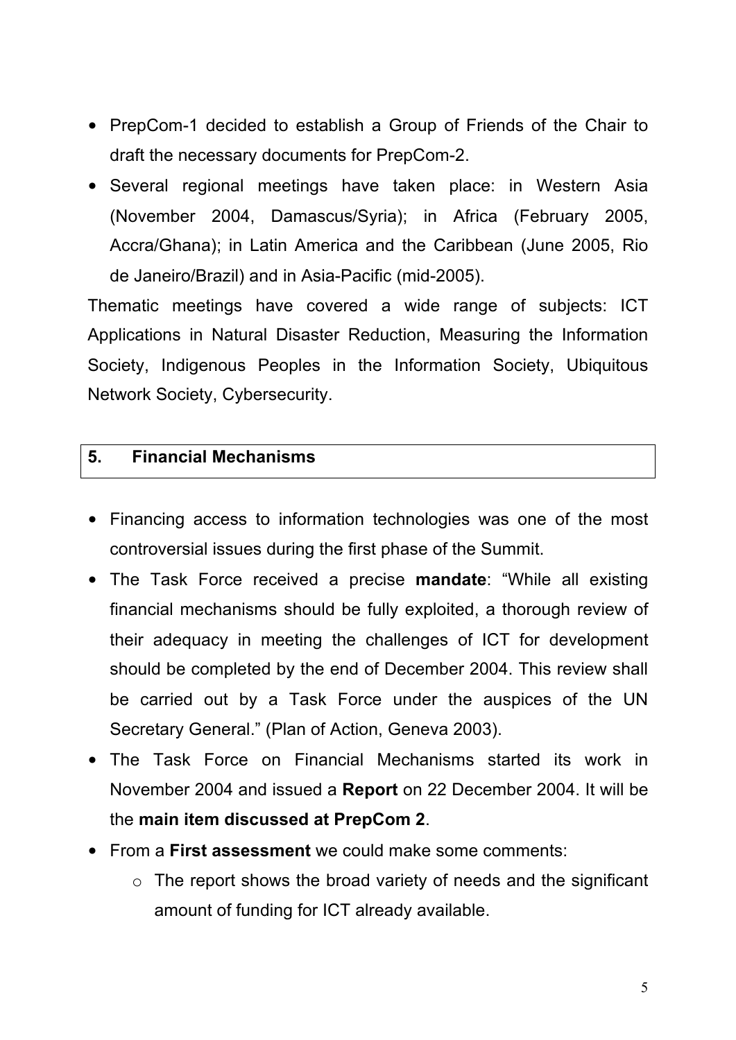- PrepCom-1 decided to establish a Group of Friends of the Chair to draft the necessary documents for PrepCom-2.
- Several regional meetings have taken place: in Western Asia (November 2004, Damascus/Syria); in Africa (February 2005, Accra/Ghana); in Latin America and the Caribbean (June 2005, Rio de Janeiro/Brazil) and in Asia-Pacific (mid-2005).

Thematic meetings have covered a wide range of subjects: ICT Applications in Natural Disaster Reduction, Measuring the Information Society, Indigenous Peoples in the Information Society, Ubiquitous Network Society, Cybersecurity.

## 5. Financial Mechanisms

- Financing access to information technologies was one of the most controversial issues during the first phase of the Summit.
- The Task Force received a precise **mandate**: "While all existing financial mechanisms should be fully exploited, a thorough review of their adequacy in meeting the challenges of ICT for development should be completed by the end of December 2004. This review shall be carried out by a Task Force under the auspices of the UN Secretary General." (Plan of Action, Geneva 2003).
- The Task Force on Financial Mechanisms started its work in November 2004 and issued a **Report** on 22 December 2004. It will be the **main item discussed at PrepCom 2**.
- From a **First assessment** we could make some comments:
  - The report shows the broad variety of needs and the significant amount of funding for ICT already available.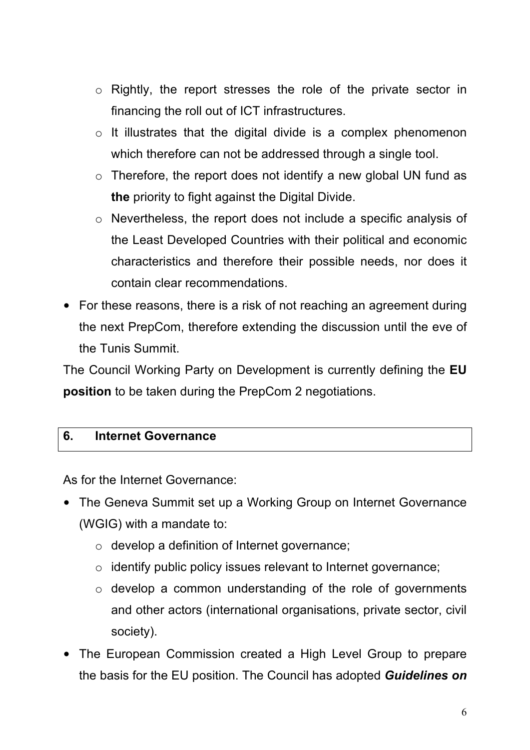- Rightly, the report stresses the role of the private sector in financing the roll out of ICT infrastructures.
  - It illustrates that the digital divide is a complex phenomenon which therefore can not be addressed through a single tool.
  - Therefore, the report does not identify a new global UN fund as **the** priority to fight against the Digital Divide.
  - Nevertheless, the report does not include a specific analysis of the Least Developed Countries with their political and economic characteristics and therefore their possible needs, nor does it contain clear recommendations.
- For these reasons, there is a risk of not reaching an agreement during the next PrepCom, therefore extending the discussion until the eve of the Tunis Summit.

The Council Working Party on Development is currently defining the **EU position** to be taken during the PrepCom 2 negotiations.

## 6. Internet Governance

As for the Internet Governance:

- The Geneva Summit set up a Working Group on Internet Governance (WGIG) with a mandate to:
  - develop a definition of Internet governance;
  - identify public policy issues relevant to Internet governance;
  - develop a common understanding of the role of governments and other actors (international organisations, private sector, civil society).
- The European Commission created a High Level Group to prepare the basis for the EU position. The Council has adopted ***Guidelines on***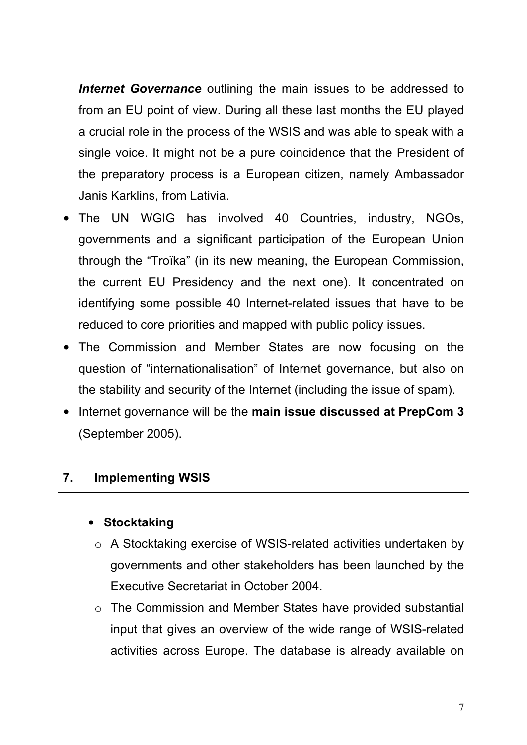***Internet Governance*** outlining the main issues to be addressed to from an EU point of view. During all these last months the EU played a crucial role in the process of the WSIS and was able to speak with a single voice. It might not be a pure coincidence that the President of the preparatory process is a European citizen, namely Ambassador Janis Karklins, from Lativia.

- The UN WGIG has involved 40 Countries, industry, NGOs, governments and a significant participation of the European Union through the "Troïka" (in its new meaning, the European Commission, the current EU Presidency and the next one). It concentrated on identifying some possible 40 Internet-related issues that have to be reduced to core priorities and mapped with public policy issues.
- The Commission and Member States are now focusing on the question of "internationalisation" of Internet governance, but also on the stability and security of the Internet (including the issue of spam).
- Internet governance will be the **main issue discussed at PrepCom 3** (September 2005).

## 7. Implementing WSIS

- **Stocktaking**
  - A Stocktaking exercise of WSIS-related activities undertaken by governments and other stakeholders has been launched by the Executive Secretariat in October 2004.
  - The Commission and Member States have provided substantial input that gives an overview of the wide range of WSIS-related activities across Europe. The database is already available on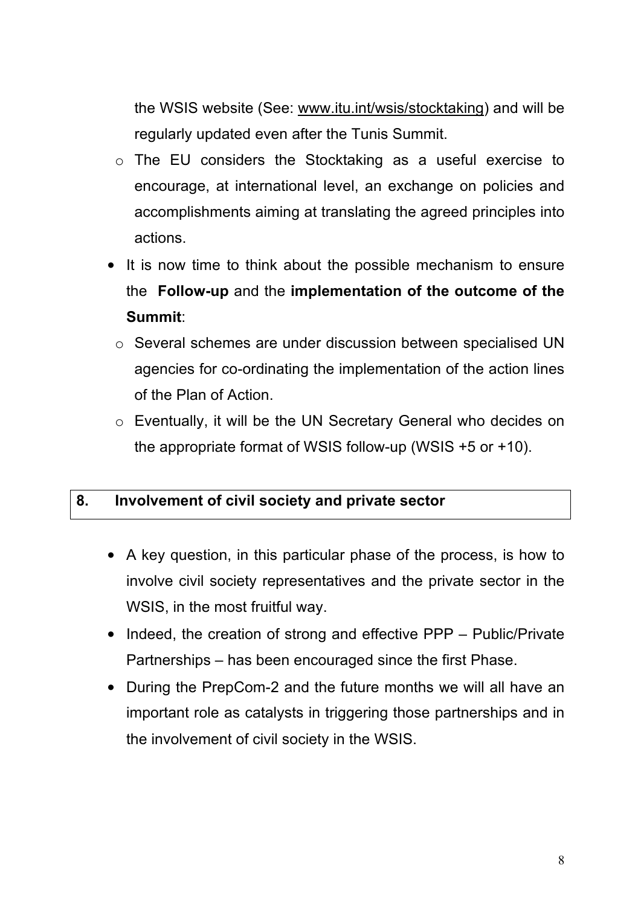the WSIS website (See: www.itu.int/wsis/stocktaking) and will be regularly updated even after the Tunis Summit.

  - The EU considers the Stocktaking as a useful exercise to encourage, at international level, an exchange on policies and accomplishments aiming at translating the agreed principles into actions.

- It is now time to think about the possible mechanism to ensure the **Follow-up** and the **implementation of the outcome of the Summit**:
  - Several schemes are under discussion between specialised UN agencies for co-ordinating the implementation of the action lines of the Plan of Action.
  - Eventually, it will be the UN Secretary General who decides on the appropriate format of WSIS follow-up (WSIS +5 or +10).

## 8. Involvement of civil society and private sector

- A key question, in this particular phase of the process, is how to involve civil society representatives and the private sector in the WSIS, in the most fruitful way.
- Indeed, the creation of strong and effective PPP – Public/Private Partnerships – has been encouraged since the first Phase.
- During the PrepCom-2 and the future months we will all have an important role as catalysts in triggering those partnerships and in the involvement of civil society in the WSIS.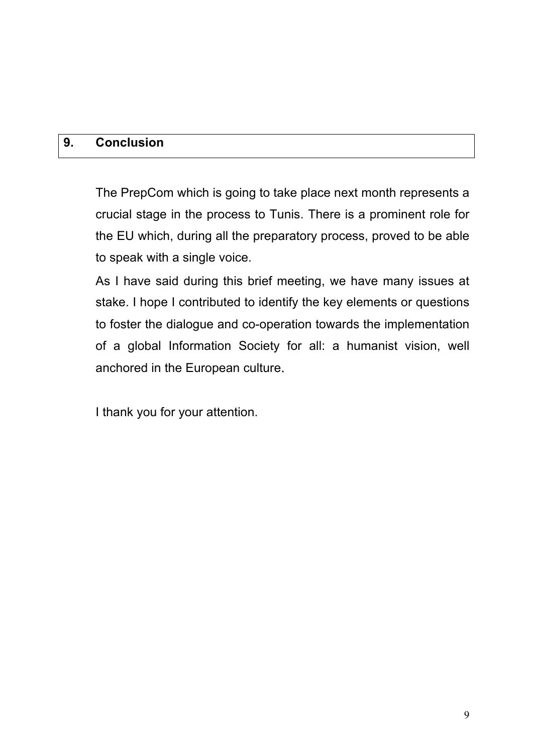## 9. Conclusion

The PrepCom which is going to take place next month represents a crucial stage in the process to Tunis. There is a prominent role for the EU which, during all the preparatory process, proved to be able to speak with a single voice.

As I have said during this brief meeting, we have many issues at stake. I hope I contributed to identify the key elements or questions to foster the dialogue and co-operation towards the implementation of a global Information Society for all: a humanist vision, well anchored in the European culture.

I thank you for your attention.